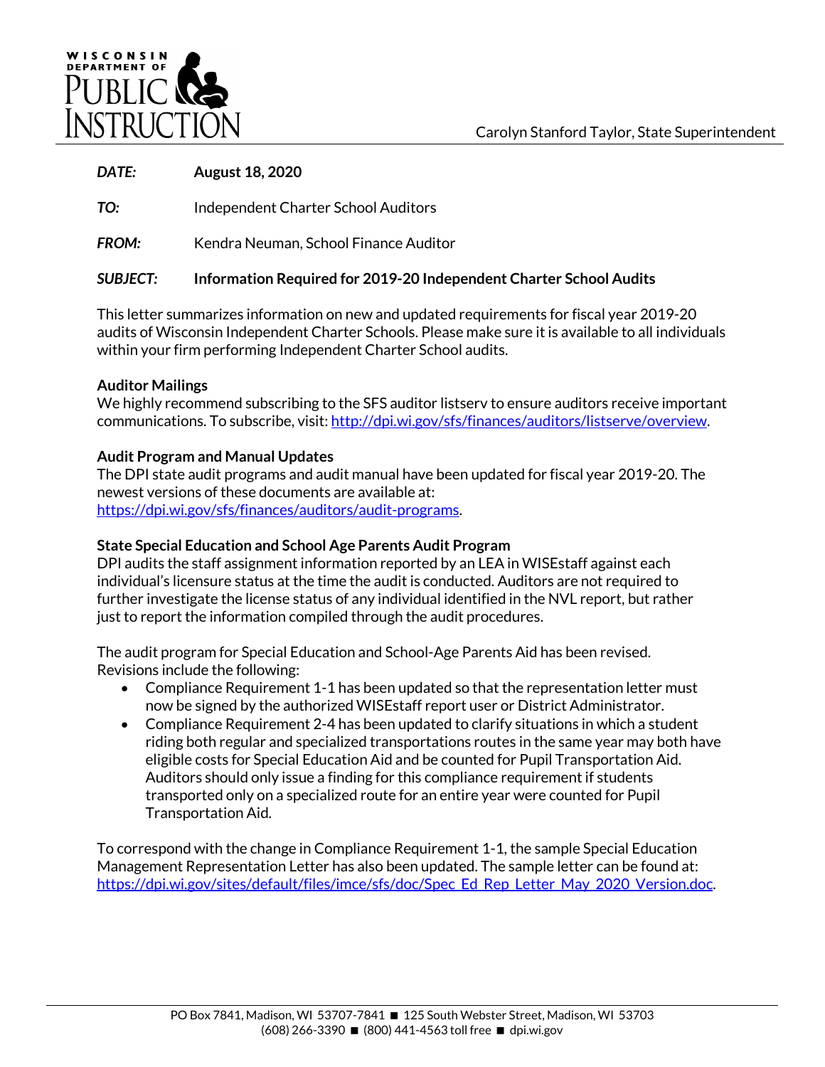WISCONSIN DEPARTMENT OF PUBLIC INSTRUCTION

Carolyn Stanford Taylor, State Superintendent

***DATE:*** **August 18, 2020**

***TO:*** Independent Charter School Auditors

***FROM:*** Kendra Neuman, School Finance Auditor

***SUBJECT:*** **Information Required for 2019-20 Independent Charter School Audits**

This letter summarizes information on new and updated requirements for fiscal year 2019-20 audits of Wisconsin Independent Charter Schools. Please make sure it is available to all individuals within your firm performing Independent Charter School audits.

**Auditor Mailings**

We highly recommend subscribing to the SFS auditor listserv to ensure auditors receive important communications. To subscribe, visit: http://dpi.wi.gov/sfs/finances/auditors/listserve/overview.

**Audit Program and Manual Updates**

The DPI state audit programs and audit manual have been updated for fiscal year 2019-20. The newest versions of these documents are available at: https://dpi.wi.gov/sfs/finances/auditors/audit-programs.

**State Special Education and School Age Parents Audit Program**

DPI audits the staff assignment information reported by an LEA in WISEstaff against each individual's licensure status at the time the audit is conducted. Auditors are not required to further investigate the license status of any individual identified in the NVL report, but rather just to report the information compiled through the audit procedures.

The audit program for Special Education and School-Age Parents Aid has been revised. Revisions include the following:

- Compliance Requirement 1-1 has been updated so that the representation letter must now be signed by the authorized WISEstaff report user or District Administrator.
- Compliance Requirement 2-4 has been updated to clarify situations in which a student riding both regular and specialized transportations routes in the same year may both have eligible costs for Special Education Aid and be counted for Pupil Transportation Aid. Auditors should only issue a finding for this compliance requirement if students transported only on a specialized route for an entire year were counted for Pupil Transportation Aid.

To correspond with the change in Compliance Requirement 1-1, the sample Special Education Management Representation Letter has also been updated. The sample letter can be found at: https://dpi.wi.gov/sites/default/files/imce/sfs/doc/Spec_Ed_Rep_Letter_May_2020_Version.doc.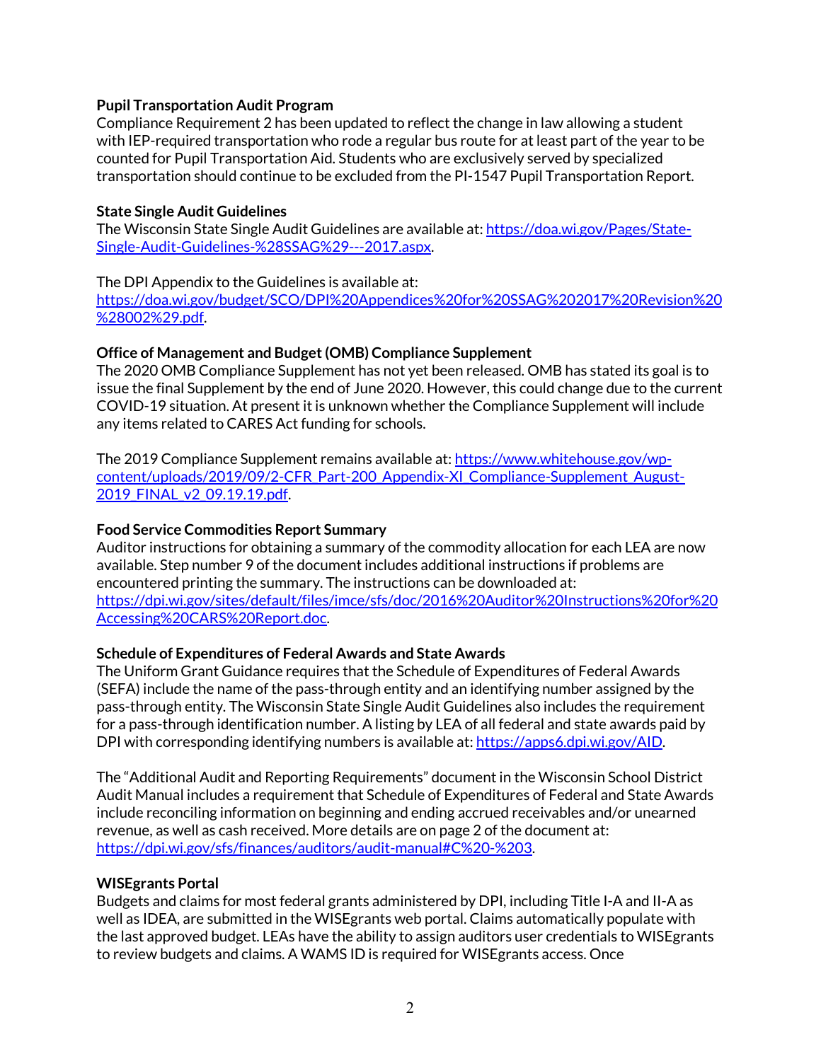**Pupil Transportation Audit Program**
Compliance Requirement 2 has been updated to reflect the change in law allowing a student with IEP-required transportation who rode a regular bus route for at least part of the year to be counted for Pupil Transportation Aid. Students who are exclusively served by specialized transportation should continue to be excluded from the PI-1547 Pupil Transportation Report.

**State Single Audit Guidelines**
The Wisconsin State Single Audit Guidelines are available at: [https://doa.wi.gov/Pages/State-Single-Audit-Guidelines-%28SSAG%29---2017.aspx](https://doa.wi.gov/Pages/State-Single-Audit-Guidelines-%28SSAG%29---2017.aspx).

The DPI Appendix to the Guidelines is available at: [https://doa.wi.gov/budget/SCO/DPI%20Appendices%20for%20SSAG%202017%20Revision%20%28002%29.pdf](https://doa.wi.gov/budget/SCO/DPI%20Appendices%20for%20SSAG%202017%20Revision%20%28002%29.pdf).

**Office of Management and Budget (OMB) Compliance Supplement**
The 2020 OMB Compliance Supplement has not yet been released. OMB has stated its goal is to issue the final Supplement by the end of June 2020. However, this could change due to the current COVID-19 situation. At present it is unknown whether the Compliance Supplement will include any items related to CARES Act funding for schools.

The 2019 Compliance Supplement remains available at: [https://www.whitehouse.gov/wp-content/uploads/2019/09/2-CFR_Part-200_Appendix-XI_Compliance-Supplement_August-2019_FINAL_v2_09.19.19.pdf](https://www.whitehouse.gov/wp-content/uploads/2019/09/2-CFR_Part-200_Appendix-XI_Compliance-Supplement_August-2019_FINAL_v2_09.19.19.pdf).

**Food Service Commodities Report Summary**
Auditor instructions for obtaining a summary of the commodity allocation for each LEA are now available. Step number 9 of the document includes additional instructions if problems are encountered printing the summary. The instructions can be downloaded at: [https://dpi.wi.gov/sites/default/files/imce/sfs/doc/2016%20Auditor%20Instructions%20for%20Accessing%20CARS%20Report.doc](https://dpi.wi.gov/sites/default/files/imce/sfs/doc/2016%20Auditor%20Instructions%20for%20Accessing%20CARS%20Report.doc).

**Schedule of Expenditures of Federal Awards and State Awards**
The Uniform Grant Guidance requires that the Schedule of Expenditures of Federal Awards (SEFA) include the name of the pass-through entity and an identifying number assigned by the pass-through entity. The Wisconsin State Single Audit Guidelines also includes the requirement for a pass-through identification number. A listing by LEA of all federal and state awards paid by DPI with corresponding identifying numbers is available at: [https://apps6.dpi.wi.gov/AID](https://apps6.dpi.wi.gov/AID).

The "Additional Audit and Reporting Requirements" document in the Wisconsin School District Audit Manual includes a requirement that Schedule of Expenditures of Federal and State Awards include reconciling information on beginning and ending accrued receivables and/or unearned revenue, as well as cash received. More details are on page 2 of the document at: [https://dpi.wi.gov/sfs/finances/auditors/audit-manual#C%20-%203](https://dpi.wi.gov/sfs/finances/auditors/audit-manual#C%20-%203).

**WISEgrants Portal**
Budgets and claims for most federal grants administered by DPI, including Title I-A and II-A as well as IDEA, are submitted in the WISEgrants web portal. Claims automatically populate with the last approved budget. LEAs have the ability to assign auditors user credentials to WISEgrants to review budgets and claims. A WAMS ID is required for WISEgrants access. Once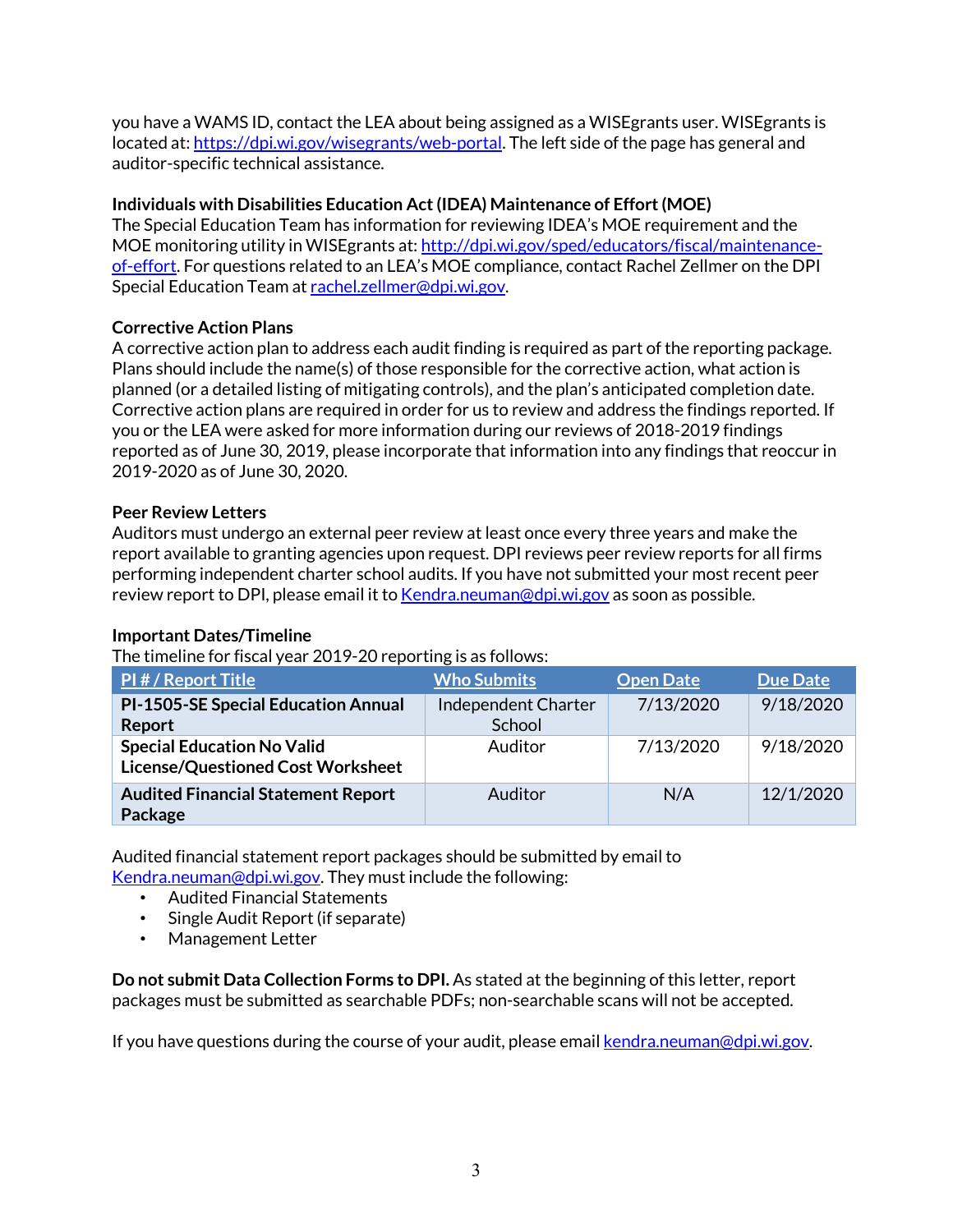you have a WAMS ID, contact the LEA about being assigned as a WISEgrants user. WISEgrants is located at: https://dpi.wi.gov/wisegrants/web-portal. The left side of the page has general and auditor-specific technical assistance.

**Individuals with Disabilities Education Act (IDEA) Maintenance of Effort (MOE)**
The Special Education Team has information for reviewing IDEA's MOE requirement and the MOE monitoring utility in WISEgrants at: http://dpi.wi.gov/sped/educators/fiscal/maintenance-of-effort. For questions related to an LEA's MOE compliance, contact Rachel Zellmer on the DPI Special Education Team at rachel.zellmer@dpi.wi.gov.

**Corrective Action Plans**
A corrective action plan to address each audit finding is required as part of the reporting package. Plans should include the name(s) of those responsible for the corrective action, what action is planned (or a detailed listing of mitigating controls), and the plan's anticipated completion date. Corrective action plans are required in order for us to review and address the findings reported. If you or the LEA were asked for more information during our reviews of 2018-2019 findings reported as of June 30, 2019, please incorporate that information into any findings that reoccur in 2019-2020 as of June 30, 2020.

**Peer Review Letters**
Auditors must undergo an external peer review at least once every three years and make the report available to granting agencies upon request. DPI reviews peer review reports for all firms performing independent charter school audits. If you have not submitted your most recent peer review report to DPI, please email it to Kendra.neuman@dpi.wi.gov as soon as possible.

**Important Dates/Timeline**
The timeline for fiscal year 2019-20 reporting is as follows:

| PI # / Report Title | Who Submits | Open Date | Due Date |
|---|---|---|---|
| **PI-1505-SE Special Education Annual Report** | Independent Charter School | 7/13/2020 | 9/18/2020 |
| **Special Education No Valid License/Questioned Cost Worksheet** | Auditor | 7/13/2020 | 9/18/2020 |
| **Audited Financial Statement Report Package** | Auditor | N/A | 12/1/2020 |

Audited financial statement report packages should be submitted by email to Kendra.neuman@dpi.wi.gov. They must include the following:

- Audited Financial Statements
- Single Audit Report (if separate)
- Management Letter

**Do not submit Data Collection Forms to DPI.** As stated at the beginning of this letter, report packages must be submitted as searchable PDFs; non-searchable scans will not be accepted.

If you have questions during the course of your audit, please email kendra.neuman@dpi.wi.gov.